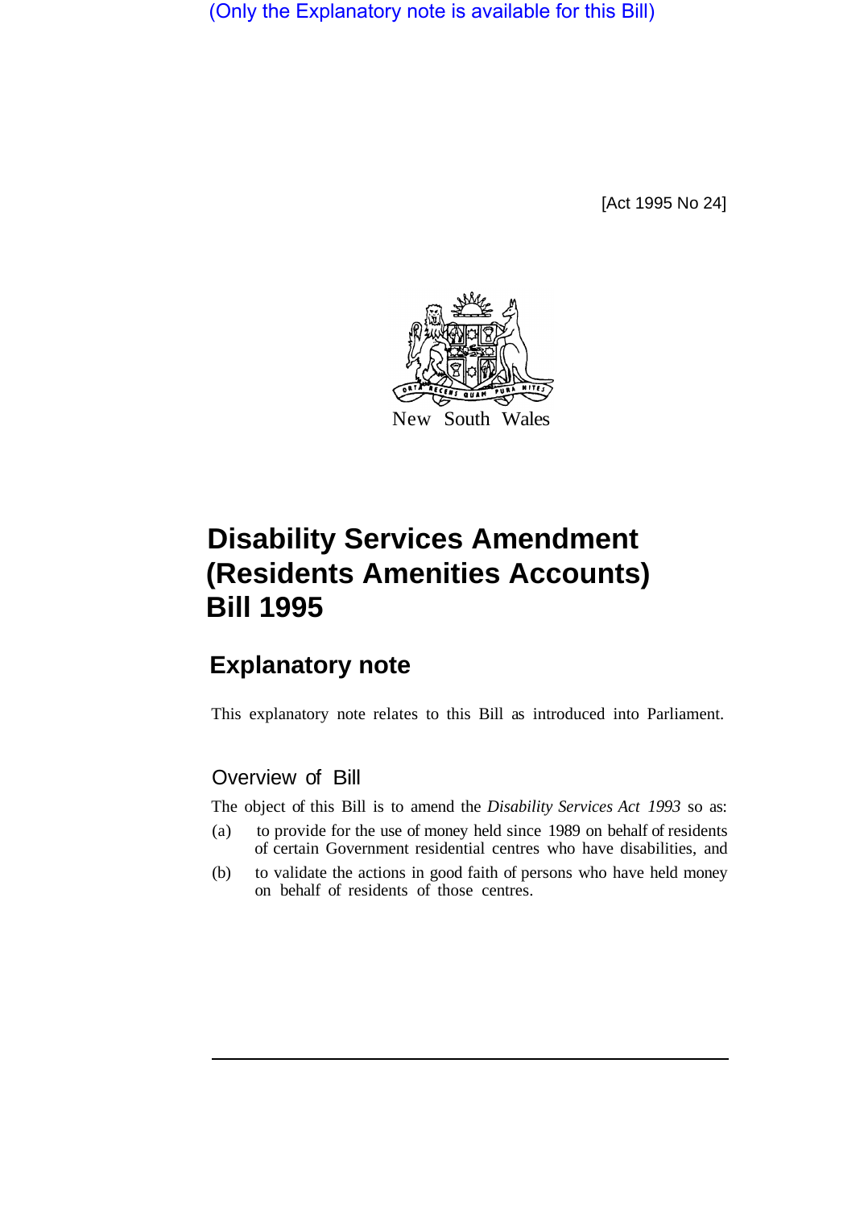(Only the Explanatory note is available for this Bill)

[Act 1995 No 24]

New South Wales

# Disability Services Amendment (Residents Amenities Accounts) Bill 1995

## Explanatory note

This explanatory note relates to this Bill as introduced into Parliament.

### Overview of Bill

The object of this Bill is to amend the *Disability Services Act 1993* so as:

(a) to provide for the use of money held since 1989 on behalf of residents of certain Government residential centres who have disabilities, and

(b) to validate the actions in good faith of persons who have held money on behalf of residents of those centres.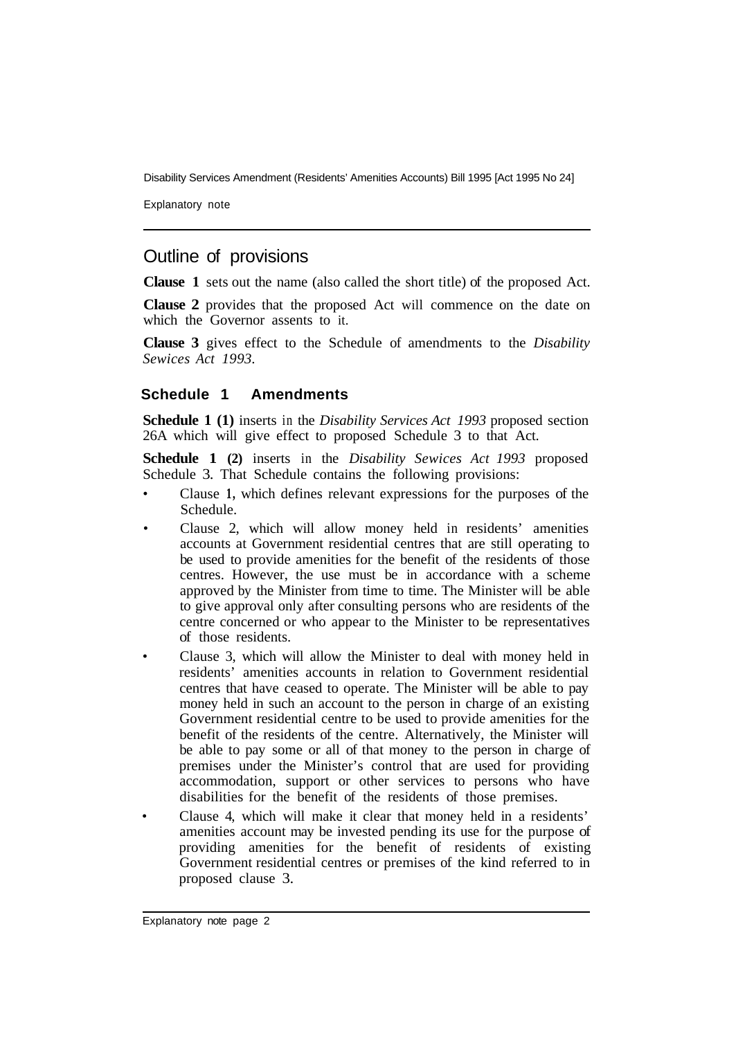## Outline of provisions

**Clause 1** sets out the name (also called the short title) of the proposed Act.

**Clause 2** provides that the proposed Act will commence on the date on which the Governor assents to it.

**Clause 3** gives effect to the Schedule of amendments to the *Disability Sewices Act 1993*.

### Schedule 1 Amendments

**Schedule 1 (1)** inserts in the *Disability Services Act 1993* proposed section 26A which will give effect to proposed Schedule 3 to that Act.

**Schedule 1 (2)** inserts in the *Disability Sewices Act 1993* proposed Schedule 3. That Schedule contains the following provisions:

- Clause 1, which defines relevant expressions for the purposes of the Schedule.
- Clause 2, which will allow money held in residents' amenities accounts at Government residential centres that are still operating to be used to provide amenities for the benefit of the residents of those centres. However, the use must be in accordance with a scheme approved by the Minister from time to time. The Minister will be able to give approval only after consulting persons who are residents of the centre concerned or who appear to the Minister to be representatives of those residents.
- Clause 3, which will allow the Minister to deal with money held in residents' amenities accounts in relation to Government residential centres that have ceased to operate. The Minister will be able to pay money held in such an account to the person in charge of an existing Government residential centre to be used to provide amenities for the benefit of the residents of the centre. Alternatively, the Minister will be able to pay some or all of that money to the person in charge of premises under the Minister's control that are used for providing accommodation, support or other services to persons who have disabilities for the benefit of the residents of those premises.
- Clause 4, which will make it clear that money held in a residents' amenities account may be invested pending its use for the purpose of providing amenities for the benefit of residents of existing Government residential centres or premises of the kind referred to in proposed clause 3.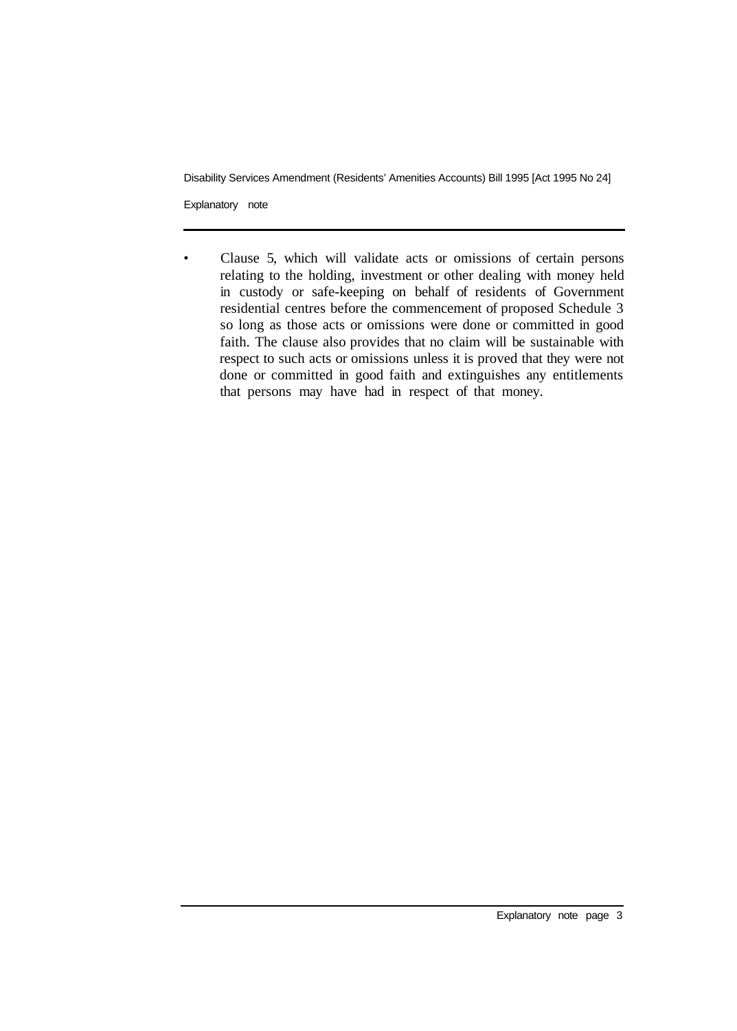- Clause 5, which will validate acts or omissions of certain persons relating to the holding, investment or other dealing with money held in custody or safe-keeping on behalf of residents of Government residential centres before the commencement of proposed Schedule 3 so long as those acts or omissions were done or committed in good faith. The clause also provides that no claim will be sustainable with respect to such acts or omissions unless it is proved that they were not done or committed in good faith and extinguishes any entitlements that persons may have had in respect of that money.